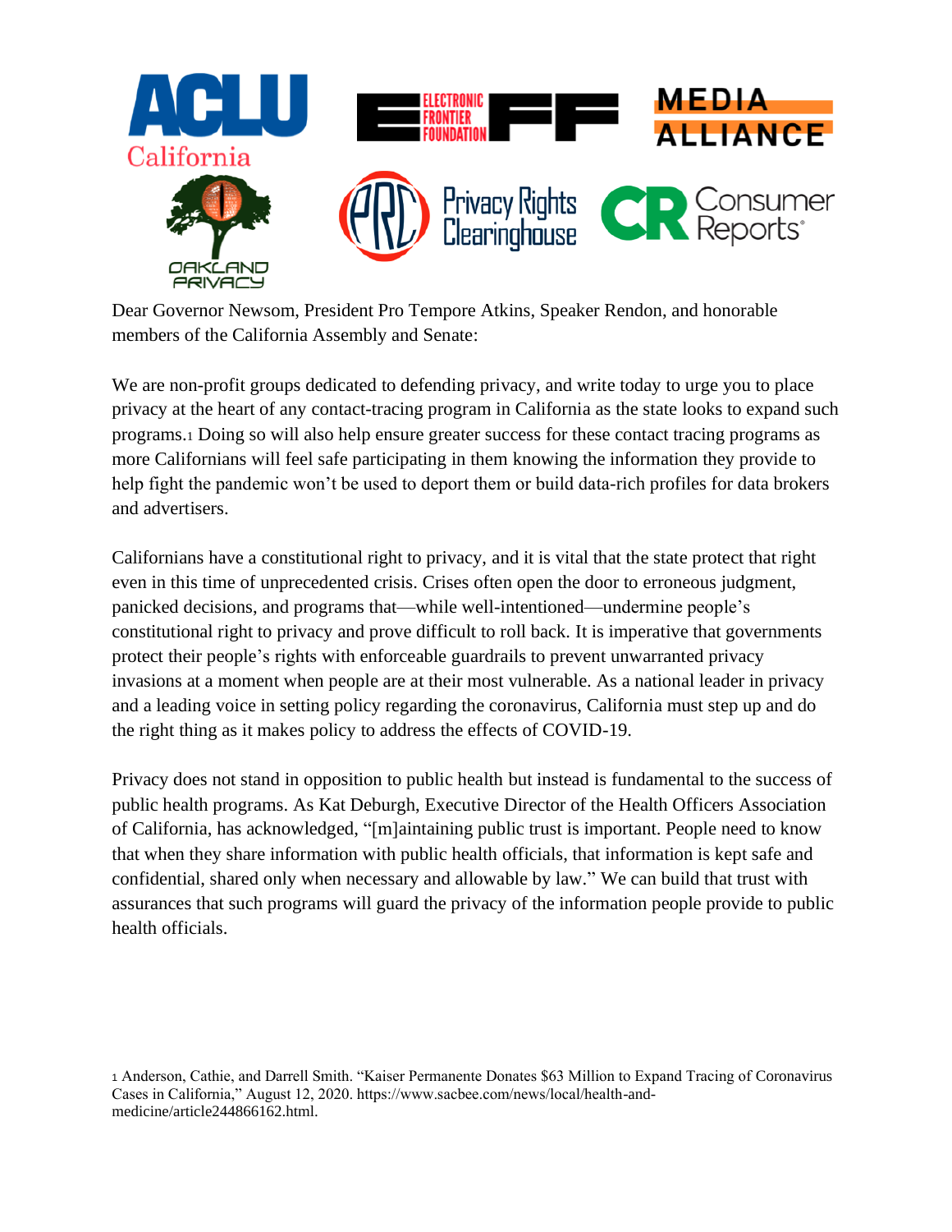Dear Governor Newsom, President Pro Tempore Atkins, Speaker Rendon, and honorable members of the California Assembly and Senate:

We are non-profit groups dedicated to defending privacy, and write today to urge you to place privacy at the heart of any contact-tracing program in California as the state looks to expand such programs.[1] Doing so will also help ensure greater success for these contact tracing programs as more Californians will feel safe participating in them knowing the information they provide to help fight the pandemic won't be used to deport them or build data-rich profiles for data brokers and advertisers.

Californians have a constitutional right to privacy, and it is vital that the state protect that right even in this time of unprecedented crisis. Crises often open the door to erroneous judgment, panicked decisions, and programs that—while well-intentioned—undermine people's constitutional right to privacy and prove difficult to roll back. It is imperative that governments protect their people's rights with enforceable guardrails to prevent unwarranted privacy invasions at a moment when people are at their most vulnerable. As a national leader in privacy and a leading voice in setting policy regarding the coronavirus, California must step up and do the right thing as it makes policy to address the effects of COVID-19.

Privacy does not stand in opposition to public health but instead is fundamental to the success of public health programs. As Kat Deburgh, Executive Director of the Health Officers Association of California, has acknowledged, "[m]aintaining public trust is important. People need to know that when they share information with public health officials, that information is kept safe and confidential, shared only when necessary and allowable by law." We can build that trust with assurances that such programs will guard the privacy of the information people provide to public health officials.

[1] Anderson, Cathie, and Darrell Smith. "Kaiser Permanente Donates $63 Million to Expand Tracing of Coronavirus Cases in California," August 12, 2020. https://www.sacbee.com/news/local/health-and-medicine/article244866162.html.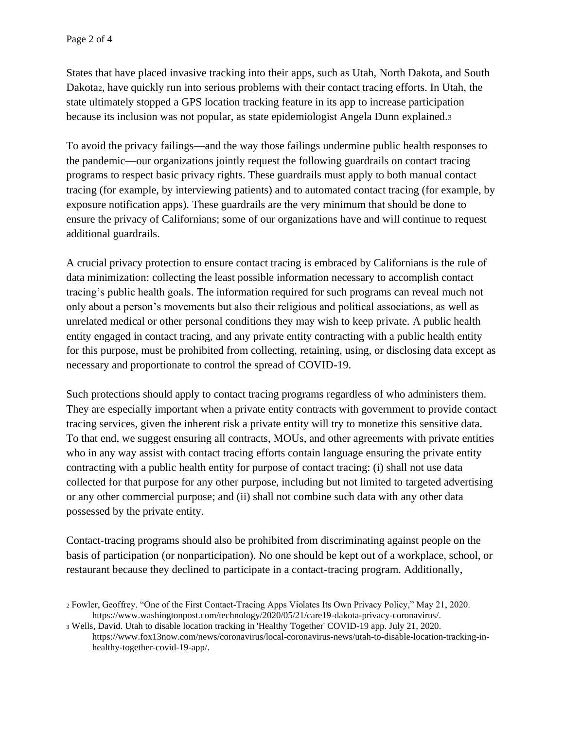States that have placed invasive tracking into their apps, such as Utah, North Dakota, and South Dakota[2], have quickly run into serious problems with their contact tracing efforts. In Utah, the state ultimately stopped a GPS location tracking feature in its app to increase participation because its inclusion was not popular, as state epidemiologist Angela Dunn explained.[3]

To avoid the privacy failings—and the way those failings undermine public health responses to the pandemic—our organizations jointly request the following guardrails on contact tracing programs to respect basic privacy rights. These guardrails must apply to both manual contact tracing (for example, by interviewing patients) and to automated contact tracing (for example, by exposure notification apps). These guardrails are the very minimum that should be done to ensure the privacy of Californians; some of our organizations have and will continue to request additional guardrails.

A crucial privacy protection to ensure contact tracing is embraced by Californians is the rule of data minimization: collecting the least possible information necessary to accomplish contact tracing's public health goals. The information required for such programs can reveal much not only about a person's movements but also their religious and political associations, as well as unrelated medical or other personal conditions they may wish to keep private. A public health entity engaged in contact tracing, and any private entity contracting with a public health entity for this purpose, must be prohibited from collecting, retaining, using, or disclosing data except as necessary and proportionate to control the spread of COVID-19.

Such protections should apply to contact tracing programs regardless of who administers them. They are especially important when a private entity contracts with government to provide contact tracing services, given the inherent risk a private entity will try to monetize this sensitive data. To that end, we suggest ensuring all contracts, MOUs, and other agreements with private entities who in any way assist with contact tracing efforts contain language ensuring the private entity contracting with a public health entity for purpose of contact tracing: (i) shall not use data collected for that purpose for any other purpose, including but not limited to targeted advertising or any other commercial purpose; and (ii) shall not combine such data with any other data possessed by the private entity.

Contact-tracing programs should also be prohibited from discriminating against people on the basis of participation (or nonparticipation). No one should be kept out of a workplace, school, or restaurant because they declined to participate in a contact-tracing program. Additionally,

---

[2] Fowler, Geoffrey. "One of the First Contact-Tracing Apps Violates Its Own Privacy Policy," May 21, 2020. https://www.washingtonpost.com/technology/2020/05/21/care19-dakota-privacy-coronavirus/.

[3] Wells, David. Utah to disable location tracking in 'Healthy Together' COVID-19 app. July 21, 2020. https://www.fox13now.com/news/coronavirus/local-coronavirus-news/utah-to-disable-location-tracking-in-healthy-together-covid-19-app/.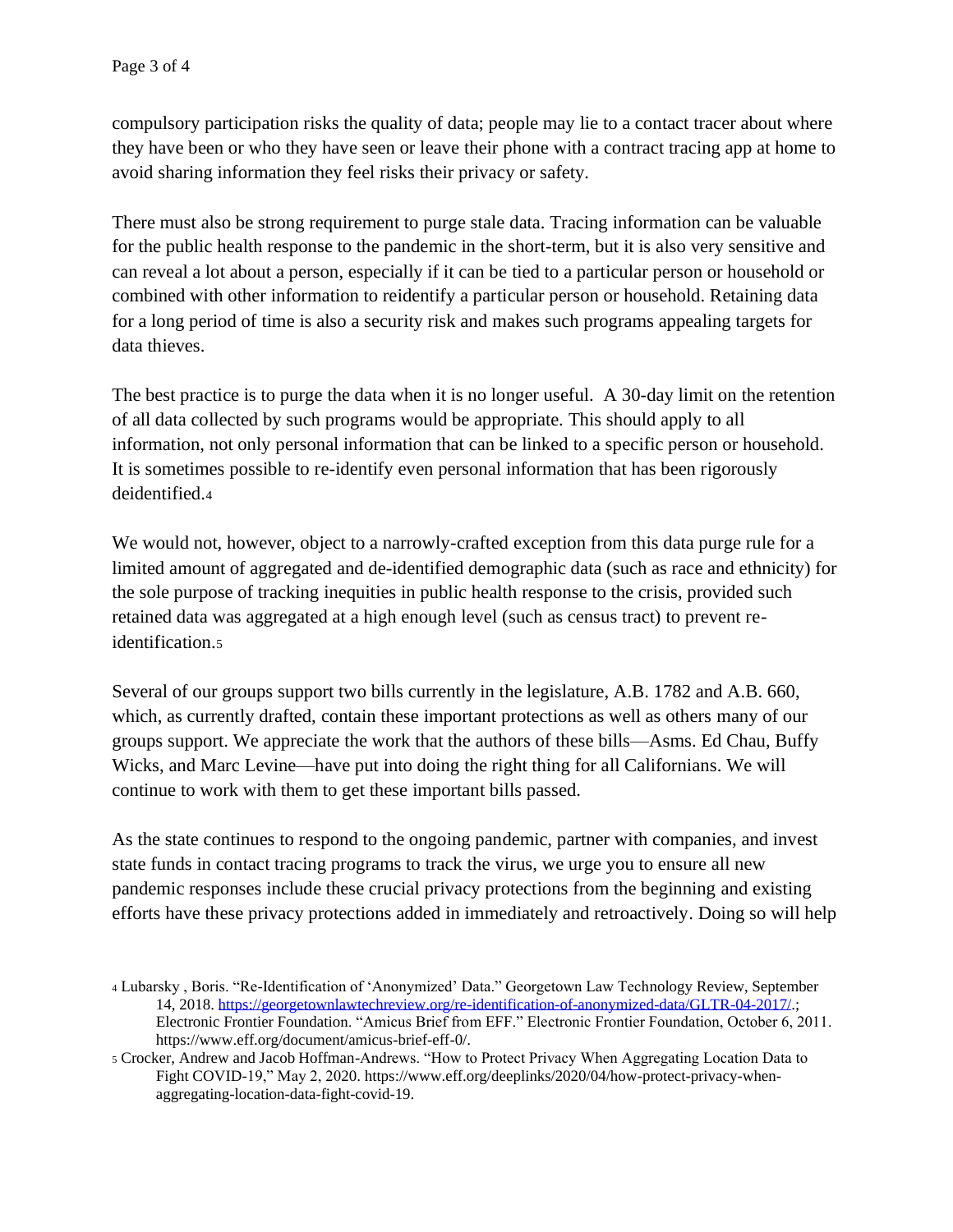compulsory participation risks the quality of data; people may lie to a contact tracer about where they have been or who they have seen or leave their phone with a contract tracing app at home to avoid sharing information they feel risks their privacy or safety.

There must also be strong requirement to purge stale data. Tracing information can be valuable for the public health response to the pandemic in the short-term, but it is also very sensitive and can reveal a lot about a person, especially if it can be tied to a particular person or household or combined with other information to reidentify a particular person or household. Retaining data for a long period of time is also a security risk and makes such programs appealing targets for data thieves.

The best practice is to purge the data when it is no longer useful. A 30-day limit on the retention of all data collected by such programs would be appropriate. This should apply to all information, not only personal information that can be linked to a specific person or household. It is sometimes possible to re-identify even personal information that has been rigorously deidentified.[4]

We would not, however, object to a narrowly-crafted exception from this data purge rule for a limited amount of aggregated and de-identified demographic data (such as race and ethnicity) for the sole purpose of tracking inequities in public health response to the crisis, provided such retained data was aggregated at a high enough level (such as census tract) to prevent re-identification.[5]

Several of our groups support two bills currently in the legislature, A.B. 1782 and A.B. 660, which, as currently drafted, contain these important protections as well as others many of our groups support. We appreciate the work that the authors of these bills—Asms. Ed Chau, Buffy Wicks, and Marc Levine—have put into doing the right thing for all Californians. We will continue to work with them to get these important bills passed.

As the state continues to respond to the ongoing pandemic, partner with companies, and invest state funds in contact tracing programs to track the virus, we urge you to ensure all new pandemic responses include these crucial privacy protections from the beginning and existing efforts have these privacy protections added in immediately and retroactively. Doing so will help

---

[4] Lubarsky , Boris. "Re-Identification of 'Anonymized' Data." Georgetown Law Technology Review, September 14, 2018. https://georgetownlawtechreview.org/re-identification-of-anonymized-data/GLTR-04-2017/.; Electronic Frontier Foundation. "Amicus Brief from EFF." Electronic Frontier Foundation, October 6, 2011. https://www.eff.org/document/amicus-brief-eff-0/.

[5] Crocker, Andrew and Jacob Hoffman-Andrews. "How to Protect Privacy When Aggregating Location Data to Fight COVID-19," May 2, 2020. https://www.eff.org/deeplinks/2020/04/how-protect-privacy-when-aggregating-location-data-fight-covid-19.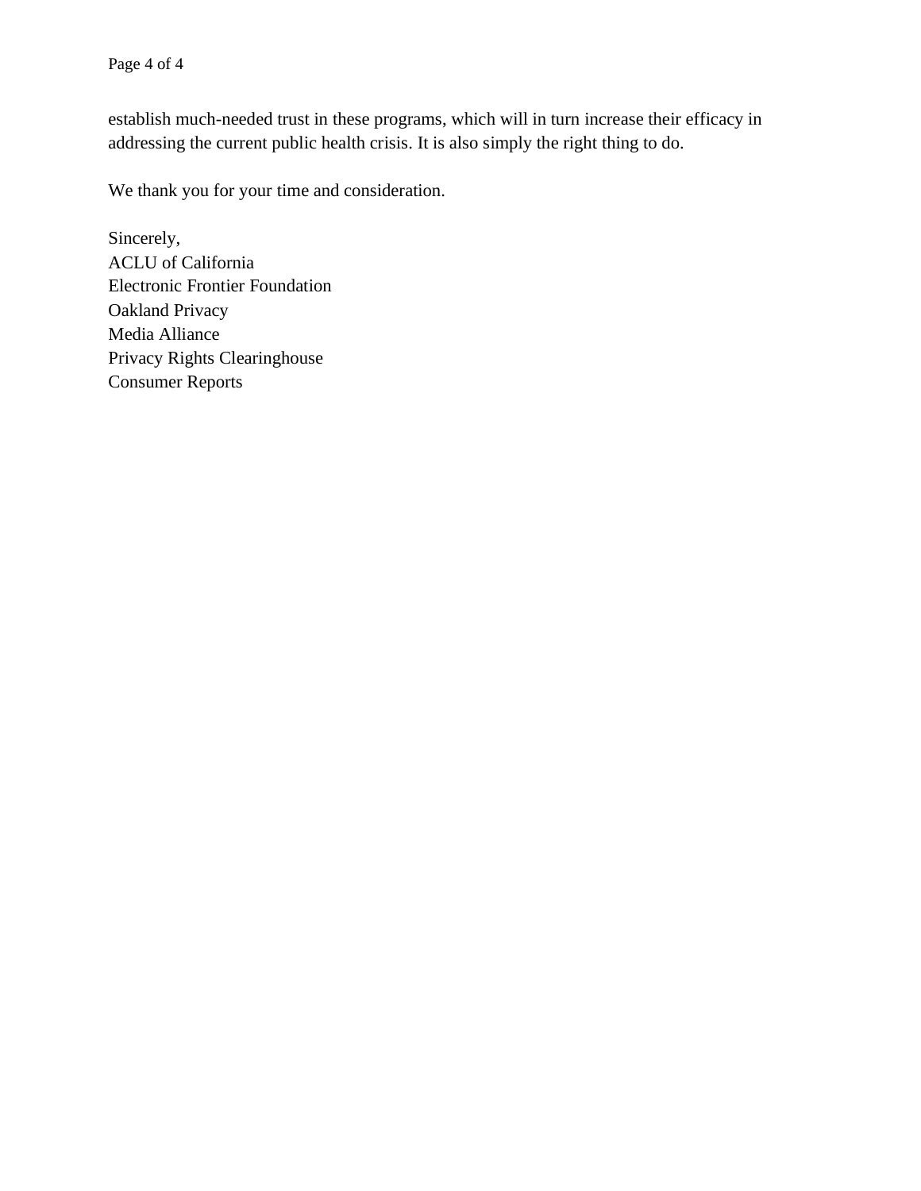establish much-needed trust in these programs, which will in turn increase their efficacy in addressing the current public health crisis. It is also simply the right thing to do.

We thank you for your time and consideration.

Sincerely,
ACLU of California
Electronic Frontier Foundation
Oakland Privacy
Media Alliance
Privacy Rights Clearinghouse
Consumer Reports